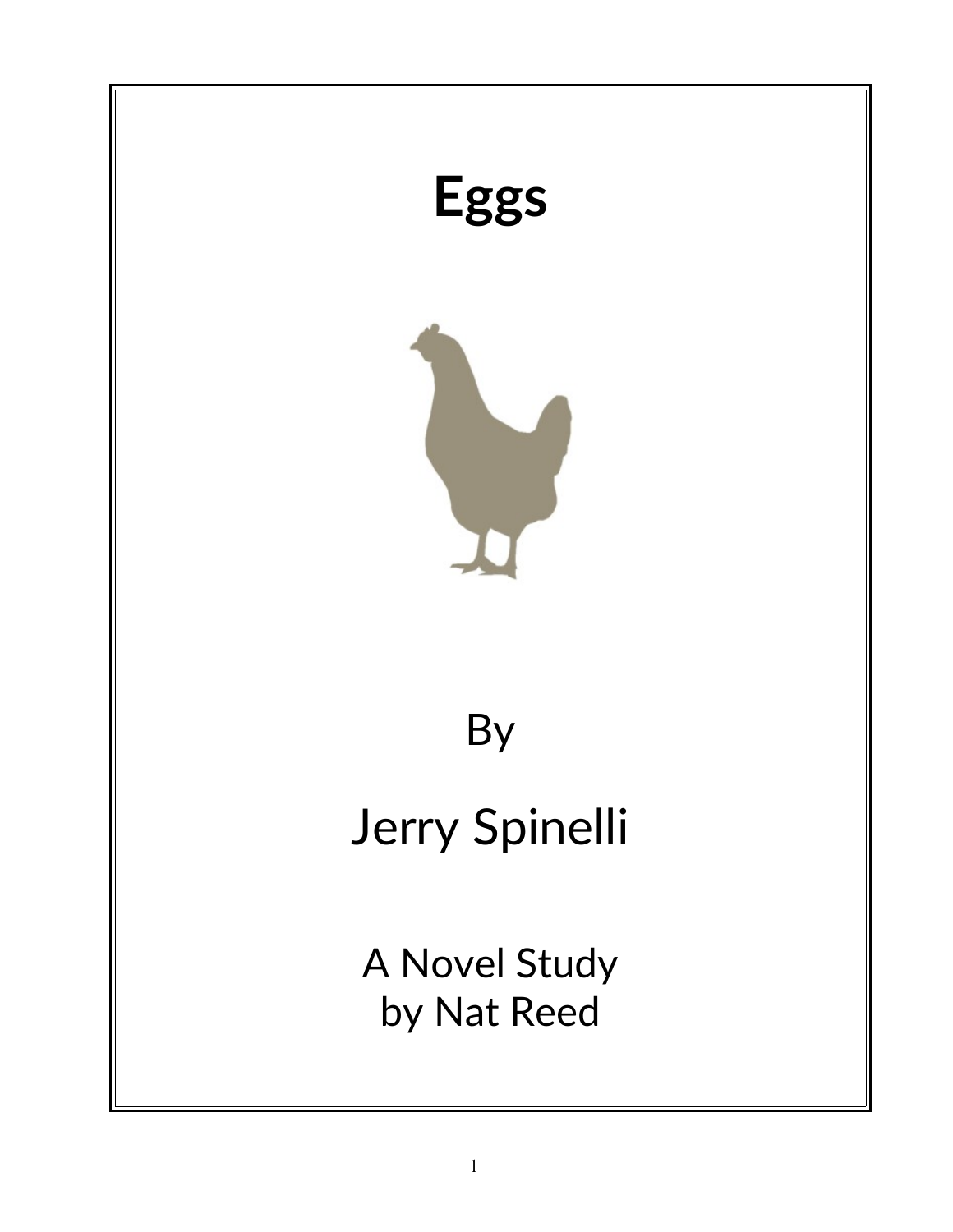# Eggs

By

Jerry Spinelli

A Novel Study
by Nat Reed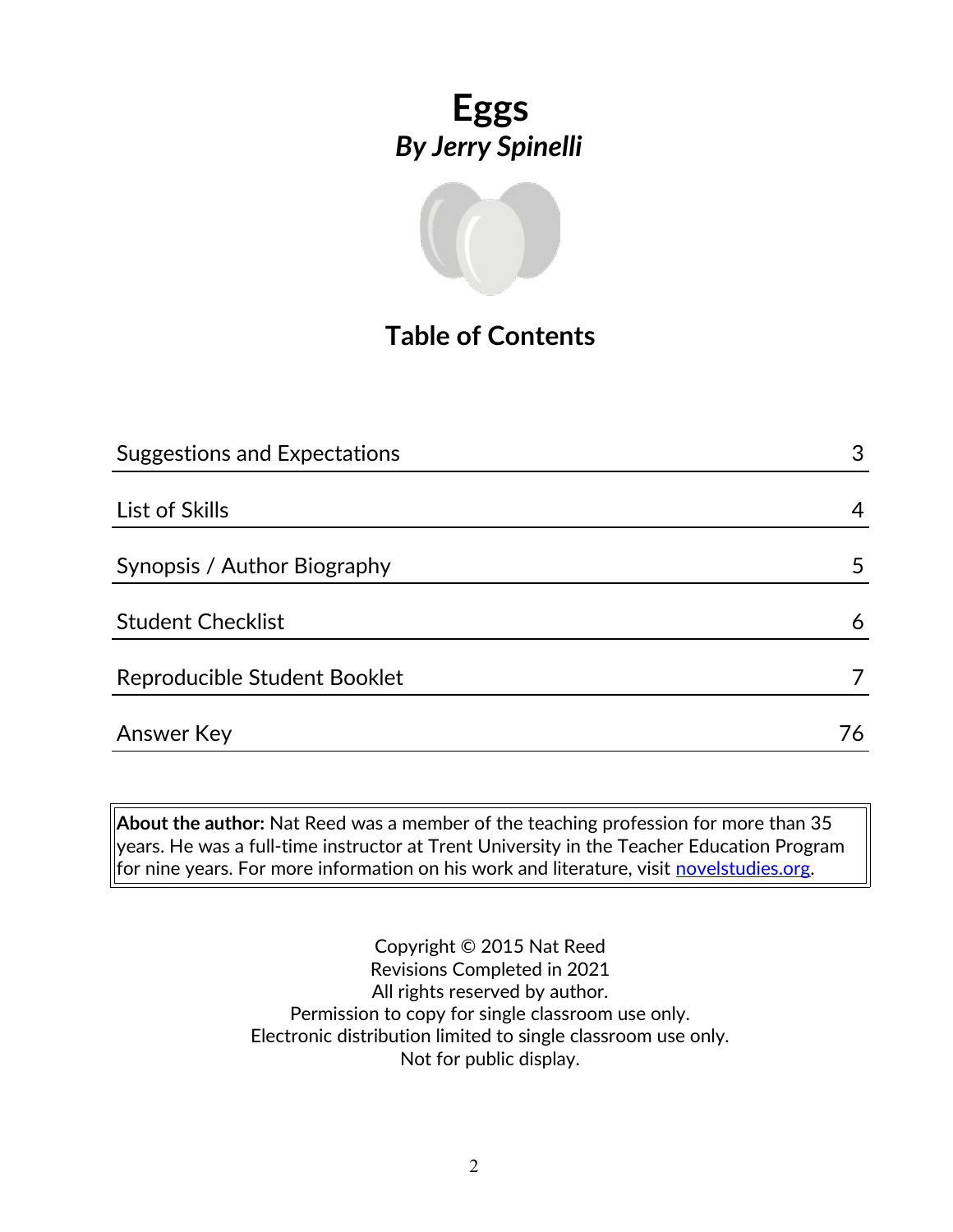# Eggs

## *By Jerry Spinelli*

## Table of Contents

| | |
|---|---|
| Suggestions and Expectations | 3 |
| List of Skills | 4 |
| Synopsis / Author Biography | 5 |
| Student Checklist | 6 |
| Reproducible Student Booklet | 7 |
| Answer Key | 76 |

**About the author:** Nat Reed was a member of the teaching profession for more than 35 years. He was a full-time instructor at Trent University in the Teacher Education Program for nine years. For more information on his work and literature, visit novelstudies.org.

Copyright © 2015 Nat Reed
Revisions Completed in 2021
All rights reserved by author.
Permission to copy for single classroom use only.
Electronic distribution limited to single classroom use only.
Not for public display.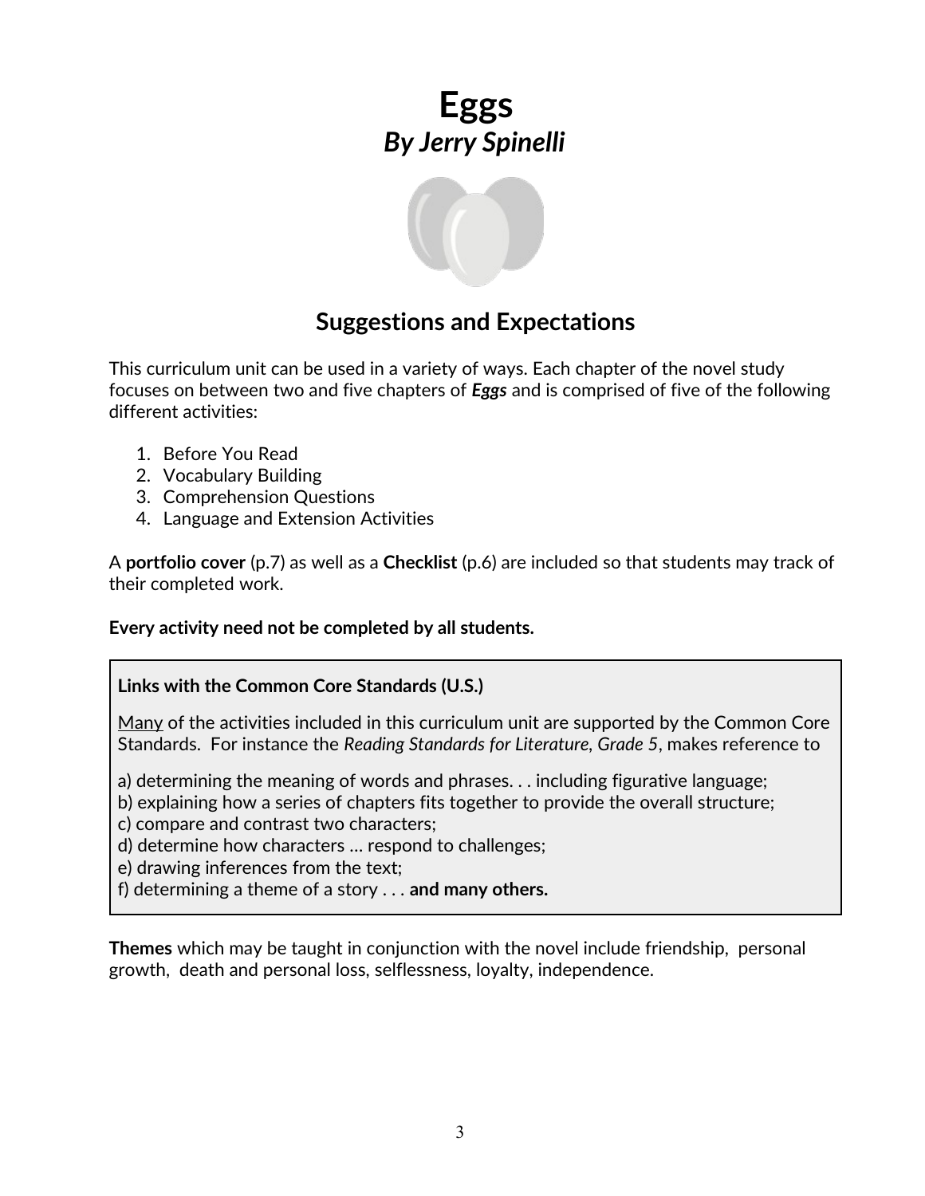# Eggs
## *By Jerry Spinelli*

## Suggestions and Expectations

This curriculum unit can be used in a variety of ways. Each chapter of the novel study focuses on between two and five chapters of ***Eggs*** and is comprised of five of the following different activities:

1. Before You Read
2. Vocabulary Building
3. Comprehension Questions
4. Language and Extension Activities

A **portfolio cover** (p.7) as well as a **Checklist** (p.6) are included so that students may track of their completed work.

**Every activity need not be completed by all students.**

> **Links with the Common Core Standards (U.S.)**
>
> Many of the activities included in this curriculum unit are supported by the Common Core Standards. For instance the *Reading Standards for Literature, Grade 5*, makes reference to
>
> a) determining the meaning of words and phrases. . . including figurative language;
> b) explaining how a series of chapters fits together to provide the overall structure;
> c) compare and contrast two characters;
> d) determine how characters … respond to challenges;
> e) drawing inferences from the text;
> f) determining a theme of a story . . . **and many others.**

**Themes** which may be taught in conjunction with the novel include friendship, personal growth, death and personal loss, selflessness, loyalty, independence.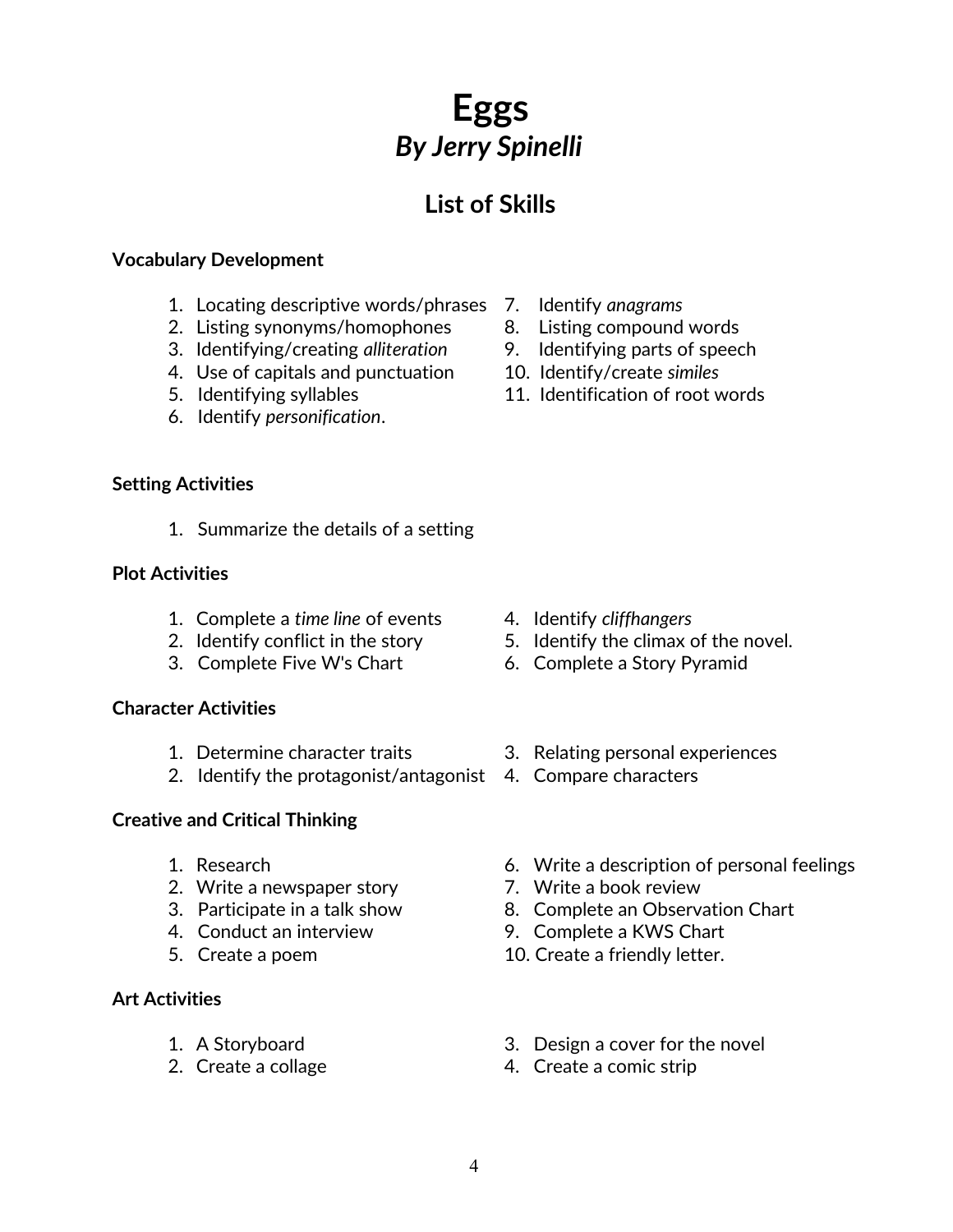# Eggs
## *By Jerry Spinelli*

## List of Skills

**Vocabulary Development**

1. Locating descriptive words/phrases
2. Listing synonyms/homophones
3. Identifying/creating *alliteration*
4. Use of capitals and punctuation
5. Identifying syllables
6. Identify *personification*.
7. Identify *anagrams*
8. Listing compound words
9. Identifying parts of speech
10. Identify/create *similes*
11. Identification of root words

**Setting Activities**

1. Summarize the details of a setting

**Plot Activities**

1. Complete a *time line* of events
2. Identify conflict in the story
3. Complete Five W's Chart
4. Identify *cliffhangers*
5. Identify the climax of the novel.
6. Complete a Story Pyramid

**Character Activities**

1. Determine character traits
2. Identify the protagonist/antagonist
3. Relating personal experiences
4. Compare characters

**Creative and Critical Thinking**

1. Research
2. Write a newspaper story
3. Participate in a talk show
4. Conduct an interview
5. Create a poem
6. Write a description of personal feelings
7. Write a book review
8. Complete an Observation Chart
9. Complete a KWS Chart
10. Create a friendly letter.

**Art Activities**

1. A Storyboard
2. Create a collage
3. Design a cover for the novel
4. Create a comic strip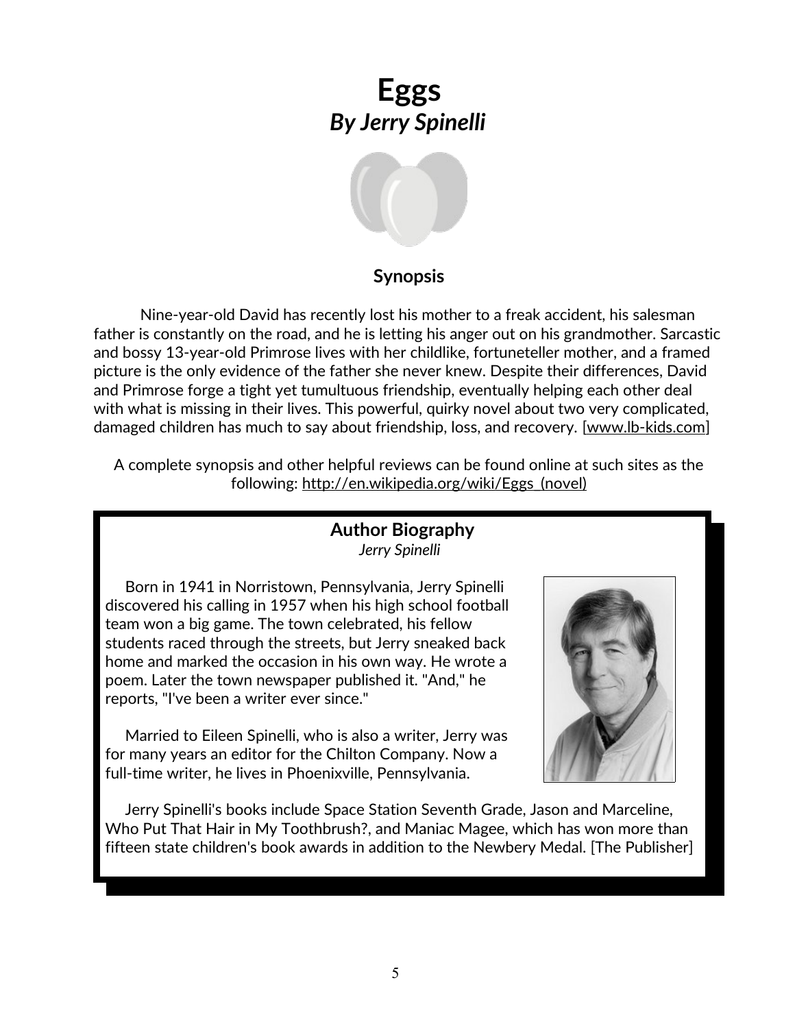# Eggs
## *By Jerry Spinelli*

### Synopsis

Nine-year-old David has recently lost his mother to a freak accident, his salesman father is constantly on the road, and he is letting his anger out on his grandmother. Sarcastic and bossy 13-year-old Primrose lives with her childlike, fortuneteller mother, and a framed picture is the only evidence of the father she never knew. Despite their differences, David and Primrose forge a tight yet tumultuous friendship, eventually helping each other deal with what is missing in their lives. This powerful, quirky novel about two very complicated, damaged children has much to say about friendship, loss, and recovery. [www.lb-kids.com]

A complete synopsis and other helpful reviews can be found online at such sites as the following: http://en.wikipedia.org/wiki/Eggs_(novel)

### Author Biography

*Jerry Spinelli*

Born in 1941 in Norristown, Pennsylvania, Jerry Spinelli discovered his calling in 1957 when his high school football team won a big game. The town celebrated, his fellow students raced through the streets, but Jerry sneaked back home and marked the occasion in his own way. He wrote a poem. Later the town newspaper published it. "And," he reports, "I've been a writer ever since."

Married to Eileen Spinelli, who is also a writer, Jerry was for many years an editor for the Chilton Company. Now a full-time writer, he lives in Phoenixville, Pennsylvania.

Jerry Spinelli's books include Space Station Seventh Grade, Jason and Marceline, Who Put That Hair in My Toothbrush?, and Maniac Magee, which has won more than fifteen state children's book awards in addition to the Newbery Medal. [The Publisher]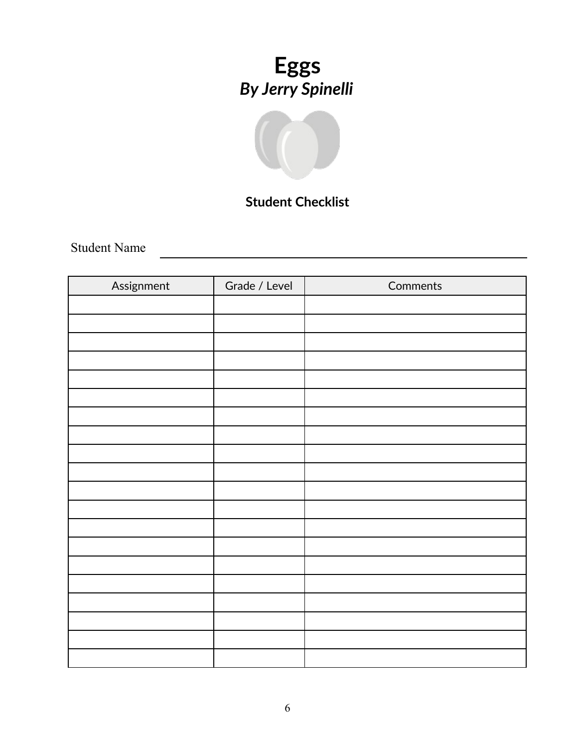# Eggs
## *By Jerry Spinelli*

**Student Checklist**

Student Name ______________________________

| Assignment | Grade / Level | Comments |
|---|---|---|
| | | |
| | | |
| | | |
| | | |
| | | |
| | | |
| | | |
| | | |
| | | |
| | | |
| | | |
| | | |
| | | |
| | | |
| | | |
| | | |
| | | |
| | | |
| | | |
| | | |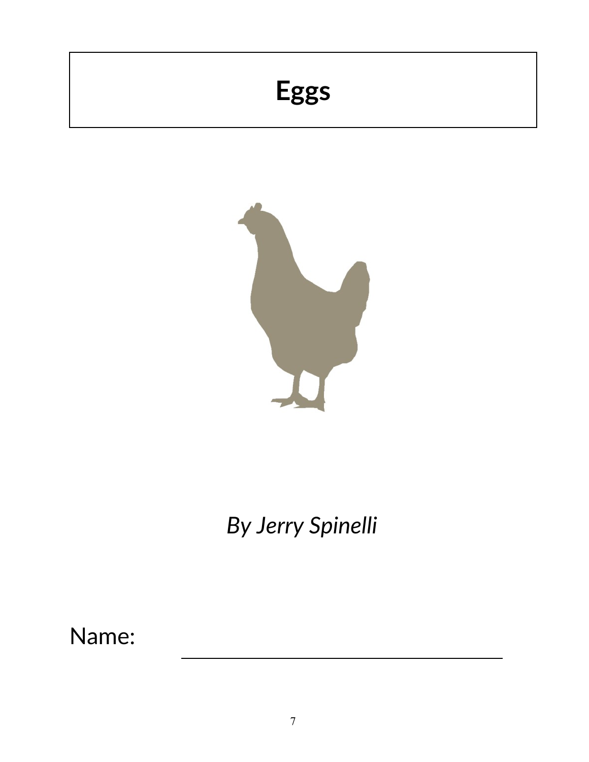# Eggs

*By Jerry Spinelli*

Name: ______________________________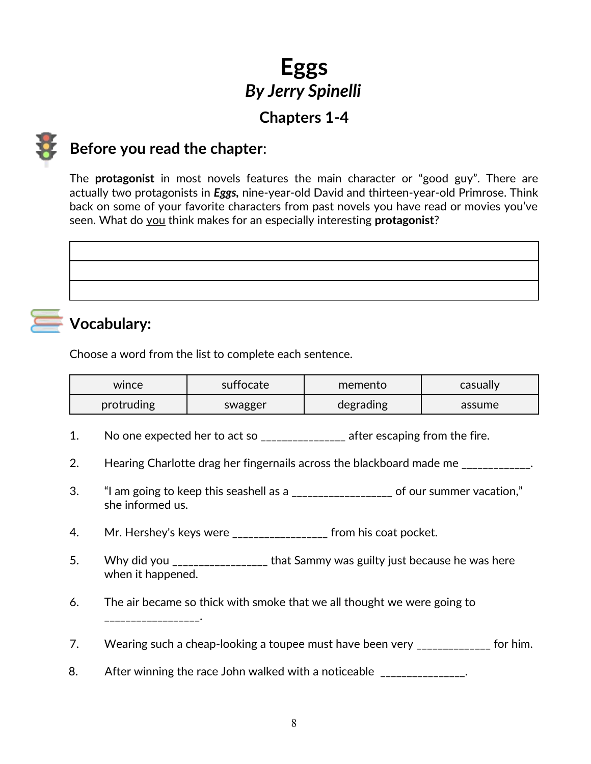# Eggs

## *By Jerry Spinelli*

### Chapters 1-4

## Before you read the chapter:

The **protagonist** in most novels features the main character or "good guy". There are actually two protagonists in ***Eggs,*** nine-year-old David and thirteen-year-old Primrose. Think back on some of your favorite characters from past novels you have read or movies you've seen. What do <u>you</u> think makes for an especially interesting **protagonist**?

| |
|---|
| |
| |
| |

## Vocabulary:

Choose a word from the list to complete each sentence.

| wince | suffocate | memento | casually |
|---|---|---|---|
| protruding | swagger | degrading | assume |

1. No one expected her to act so _______________ after escaping from the fire.

2. Hearing Charlotte drag her fingernails across the blackboard made me ____________.

3. "I am going to keep this seashell as a _________________ of our summer vacation," she informed us.

4. Mr. Hershey's keys were ________________ from his coat pocket.

5. Why did you ________________ that Sammy was guilty just because he was here when it happened.

6. The air became so thick with smoke that we all thought we were going to ________________.

7. Wearing such a cheap-looking a toupee must have been very _____________ for him.

8. After winning the race John walked with a noticeable _______________.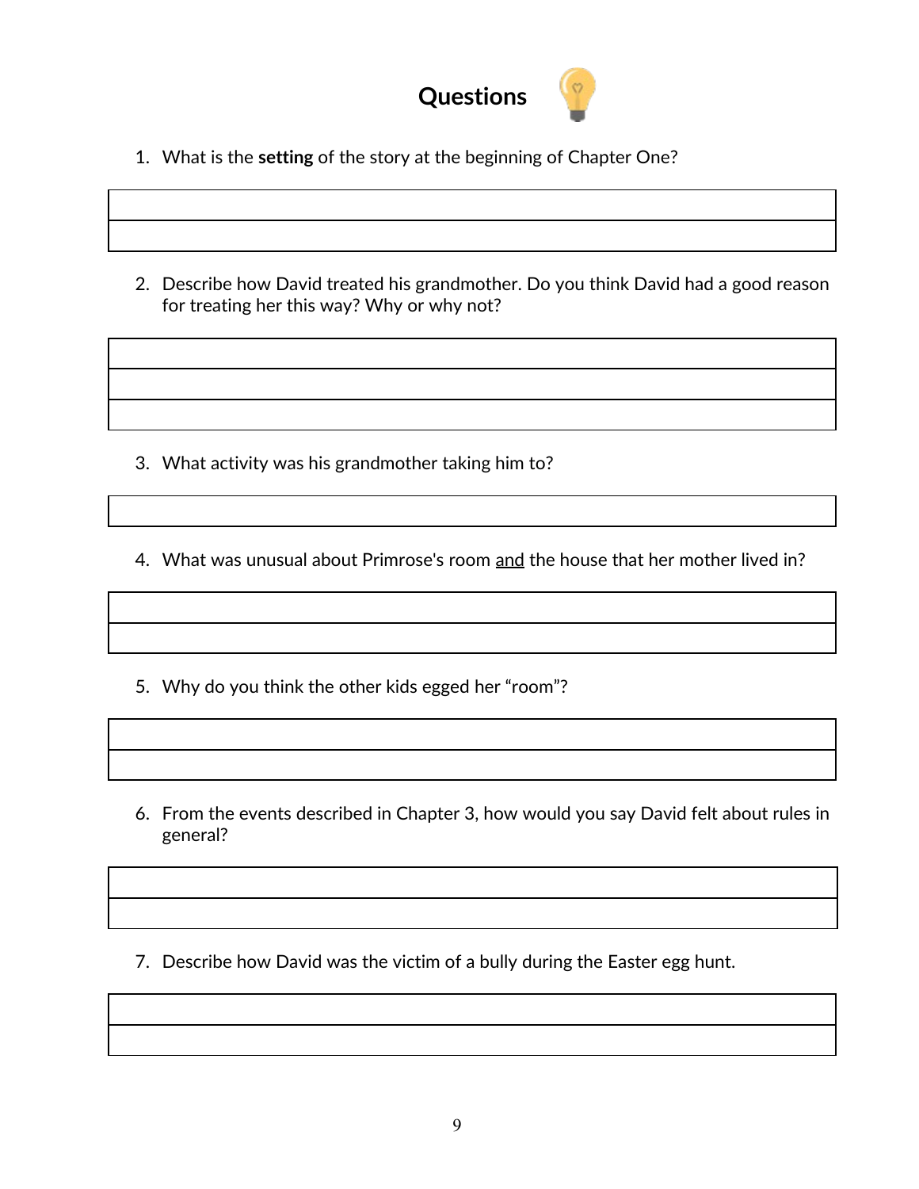# Questions

1. What is the **setting** of the story at the beginning of Chapter One?

2. Describe how David treated his grandmother. Do you think David had a good reason for treating her this way? Why or why not?

3. What activity was his grandmother taking him to?

4. What was unusual about Primrose's room <u>and</u> the house that her mother lived in?

5. Why do you think the other kids egged her “room”?

6. From the events described in Chapter 3, how would you say David felt about rules in general?

7. Describe how David was the victim of a bully during the Easter egg hunt.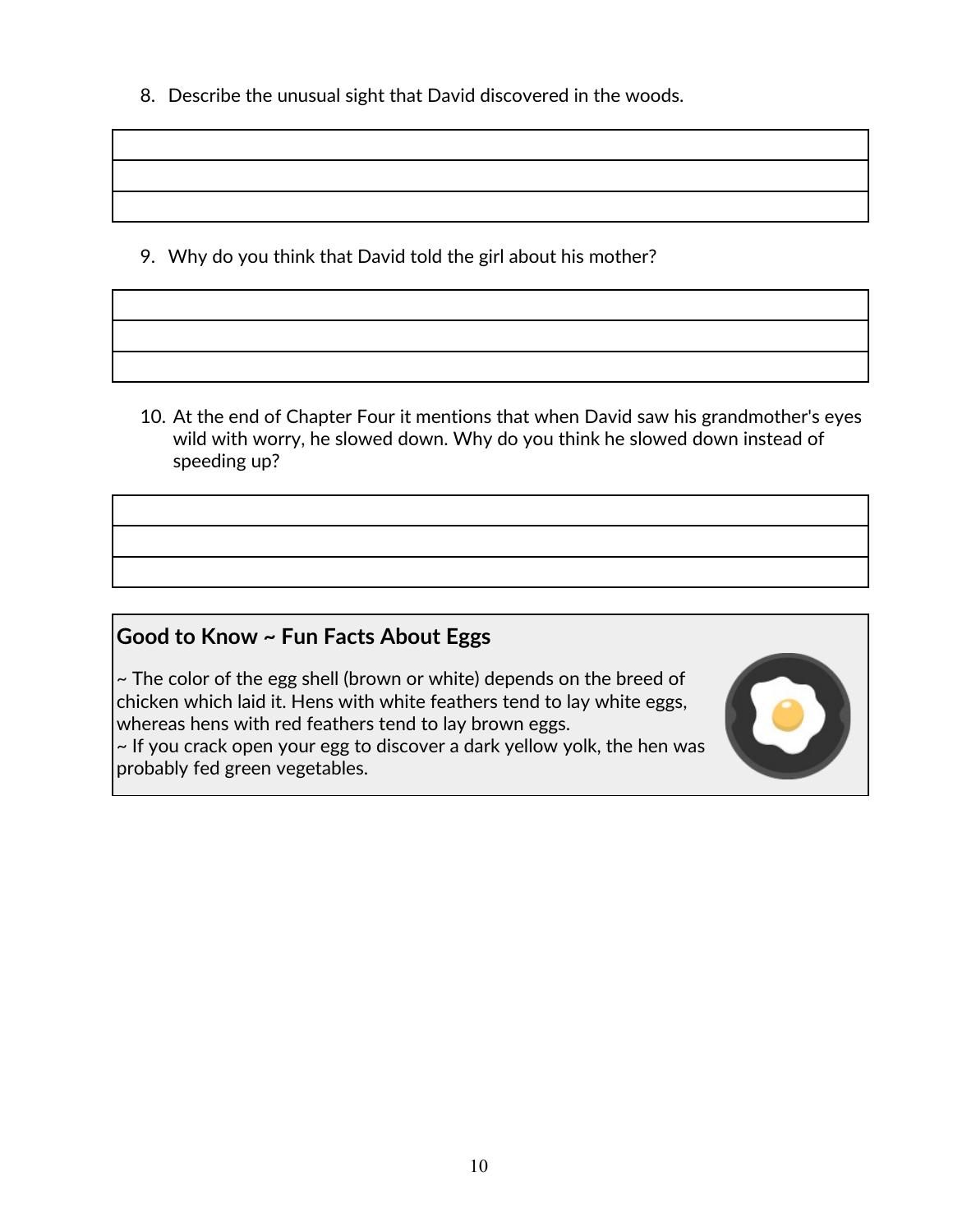8. Describe the unusual sight that David discovered in the woods.

9. Why do you think that David told the girl about his mother?

10. At the end of Chapter Four it mentions that when David saw his grandmother's eyes wild with worry, he slowed down. Why do you think he slowed down instead of speeding up?

**Good to Know ~ Fun Facts About Eggs**

~ The color of the egg shell (brown or white) depends on the breed of chicken which laid it. Hens with white feathers tend to lay white eggs, whereas hens with red feathers tend to lay brown eggs.
~ If you crack open your egg to discover a dark yellow yolk, the hen was probably fed green vegetables.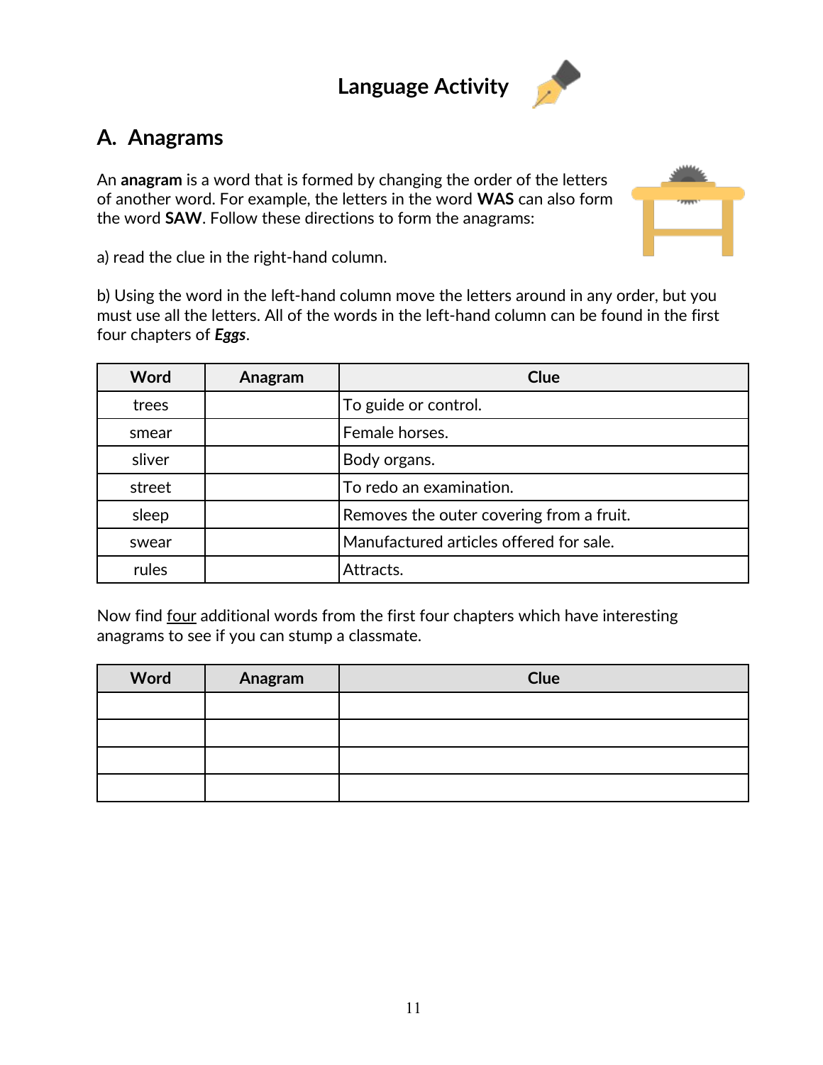# Language Activity

## A. Anagrams

An **anagram** is a word that is formed by changing the order of the letters of another word. For example, the letters in the word **WAS** can also form the word **SAW**. Follow these directions to form the anagrams:

a) read the clue in the right-hand column.

b) Using the word in the left-hand column move the letters around in any order, but you must use all the letters. All of the words in the left-hand column can be found in the first four chapters of ***Eggs***.

| Word | Anagram | Clue |
|---|---|---|
| trees | | To guide or control. |
| smear | | Female horses. |
| sliver | | Body organs. |
| street | | To redo an examination. |
| sleep | | Removes the outer covering from a fruit. |
| swear | | Manufactured articles offered for sale. |
| rules | | Attracts. |

Now find <u>four</u> additional words from the first four chapters which have interesting anagrams to see if you can stump a classmate.

| Word | Anagram | Clue |
|---|---|---|
| | | |
| | | |
| | | |
| | | |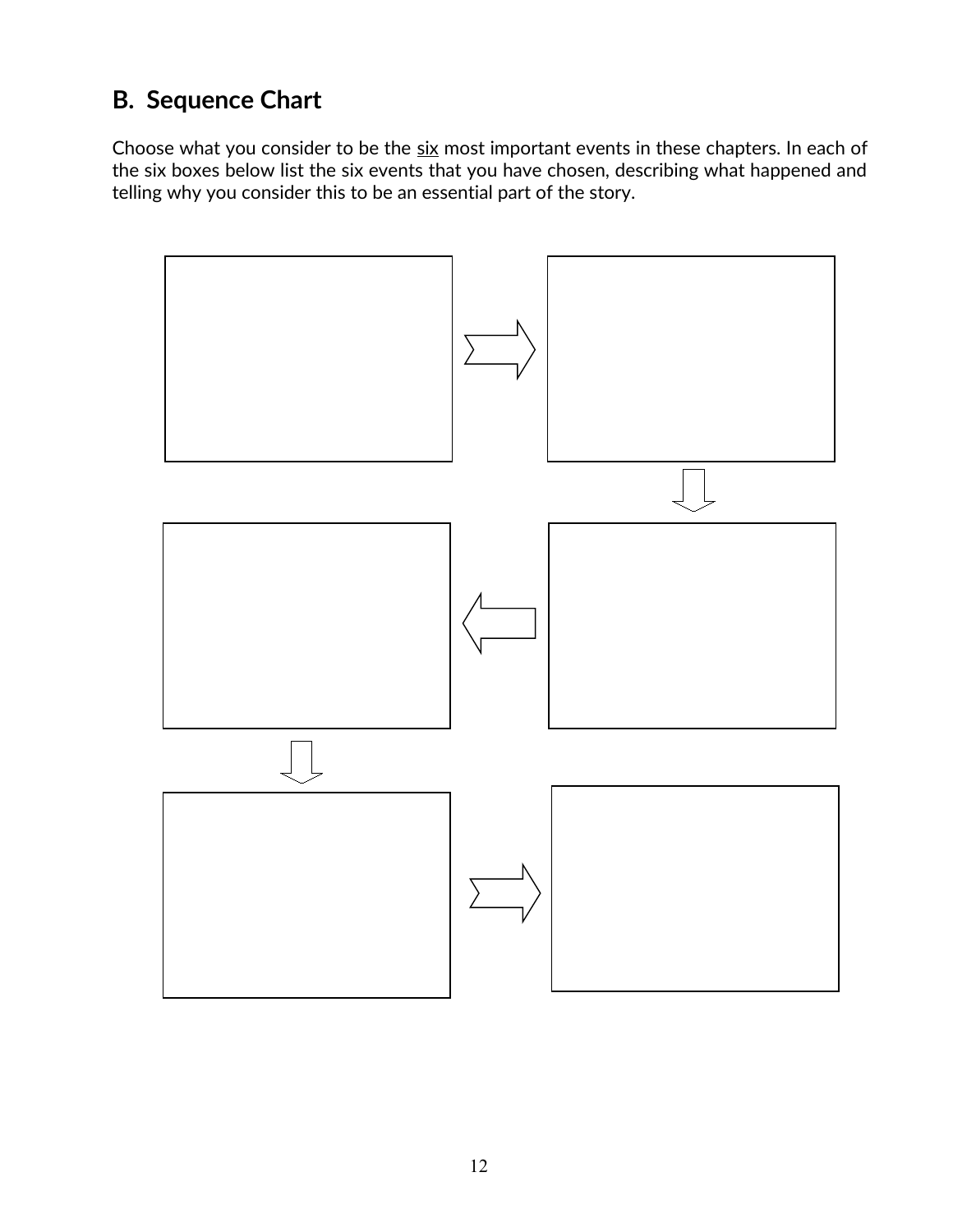## B. Sequence Chart

Choose what you consider to be the <u>six</u> most important events in these chapters. In each of the six boxes below list the six events that you have chosen, describing what happened and telling why you consider this to be an essential part of the story.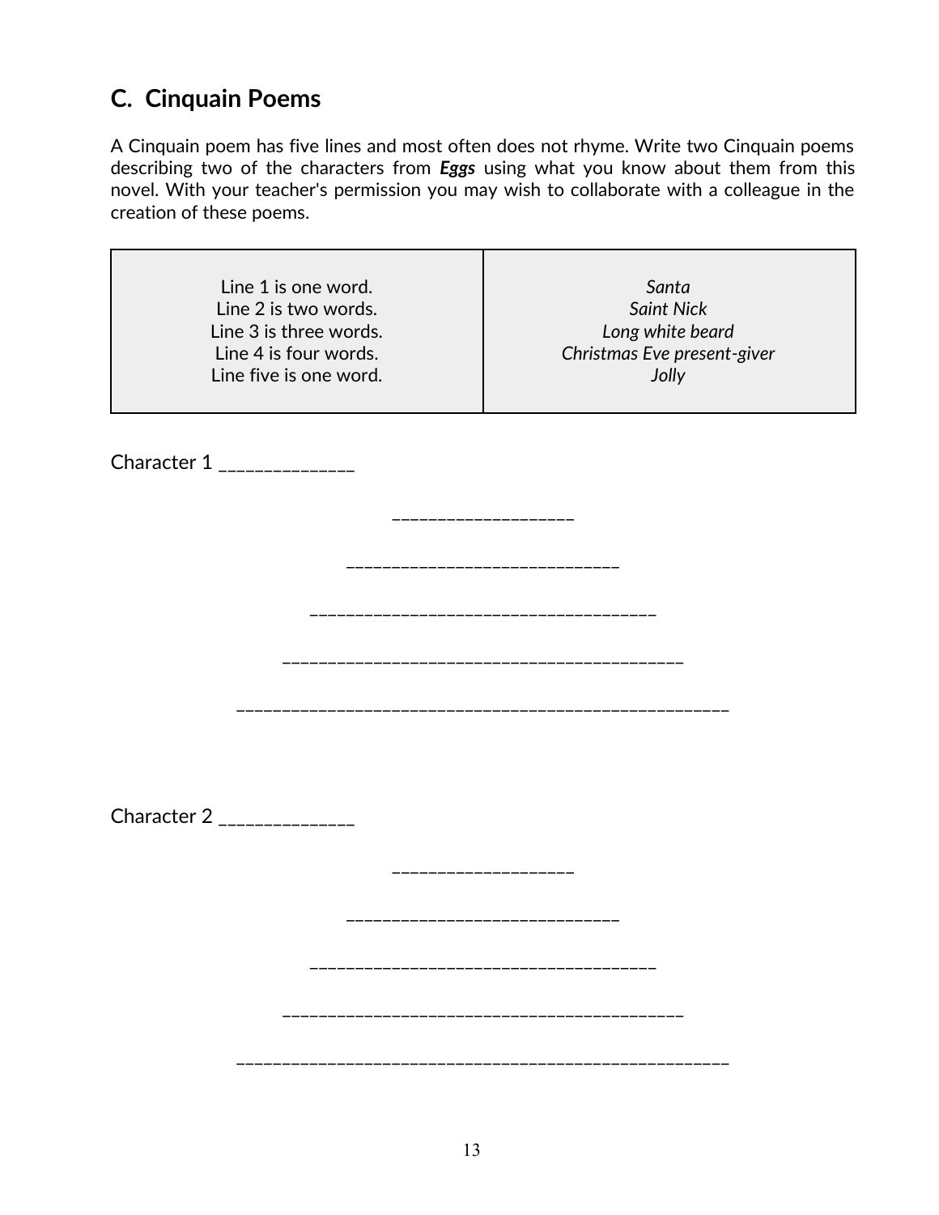## C.  Cinquain Poems

A Cinquain poem has five lines and most often does not rhyme. Write two Cinquain poems describing two of the characters from ***Eggs*** using what you know about them from this novel. With your teacher's permission you may wish to collaborate with a colleague in the creation of these poems.

| | |
|---|---|
| Line 1 is one word.<br>Line 2 is two words.<br>Line 3 is three words.<br>Line 4 is four words.<br>Line five is one word. | *Santa*<br>*Saint Nick*<br>*Long white beard*<br>*Christmas Eve present-giver*<br>*Jolly* |

Character 1 ______________

____________________

______________________________

______________________________________

____________________________________________

______________________________________________________

Character 2 ______________

____________________

______________________________

______________________________________

____________________________________________

______________________________________________________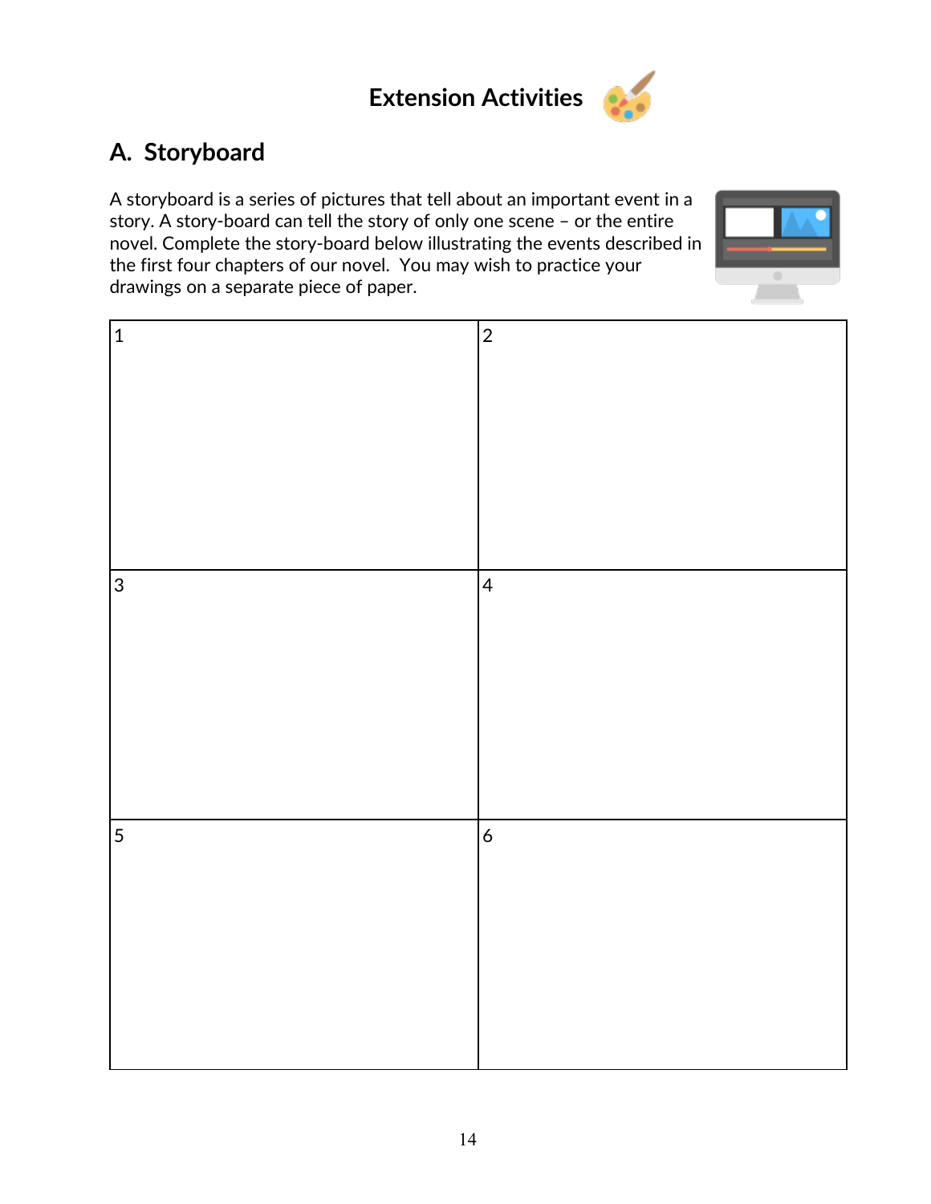# Extension Activities

## A. Storyboard

A storyboard is a series of pictures that tell about an important event in a story. A story-board can tell the story of only one scene – or the entire novel. Complete the story-board below illustrating the events described in the first four chapters of our novel. You may wish to practice your drawings on a separate piece of paper.

| 1 | 2 |
|---|---|
| | |
| 3 | 4 |
| | |
| 5 | 6 |
| | |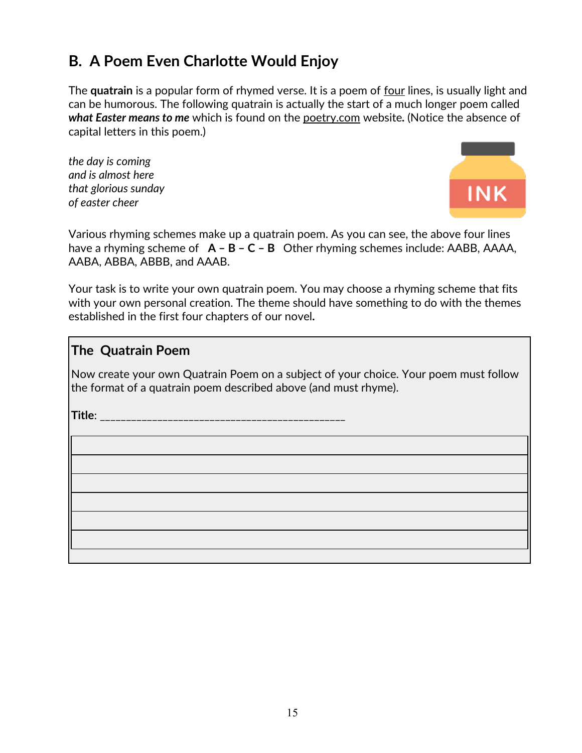## B. A Poem Even Charlotte Would Enjoy

The **quatrain** is a popular form of rhymed verse. It is a poem of four lines, is usually light and can be humorous. The following quatrain is actually the start of a much longer poem called ***what Easter means to me*** which is found on the poetry.com website**.** (Notice the absence of capital letters in this poem.)

*the day is coming*
*and is almost here*
*that glorious sunday*
*of easter cheer*

INK

Various rhyming schemes make up a quatrain poem. As you can see, the above four lines have a rhyming scheme of **A – B – C – B** Other rhyming schemes include: AABB, AAAA, AABA, ABBA, ABBB, and AAAB.

Your task is to write your own quatrain poem. You may choose a rhyming scheme that fits with your own personal creation. The theme should have something to do with the themes established in the first four chapters of our novel**.**

### The Quatrain Poem

Now create your own Quatrain Poem on a subject of your choice. Your poem must follow the format of a quatrain poem described above (and must rhyme).

**Title**: ______________________________________________

| |
|---|
| |
| |
| |
| |
| |
| |